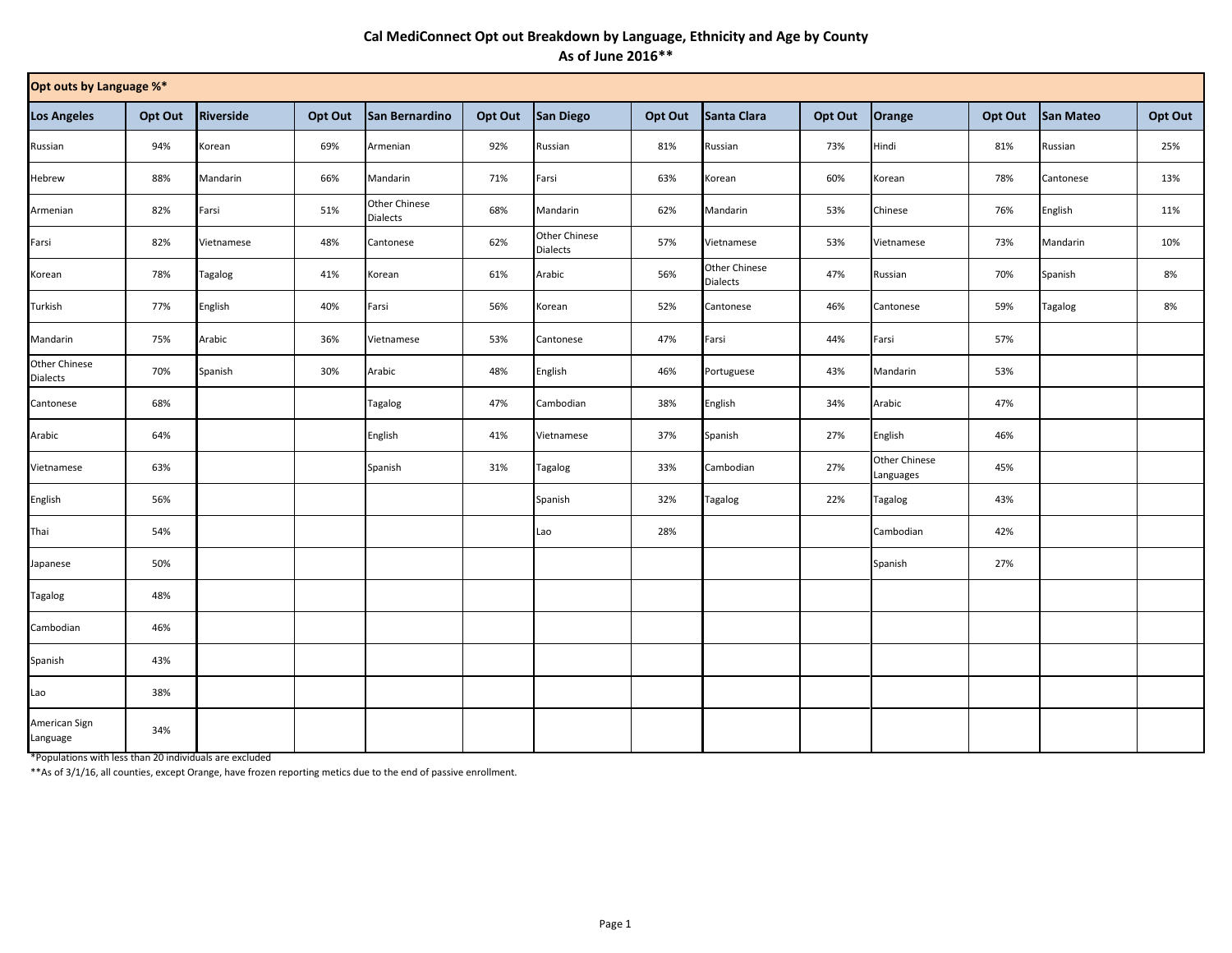# Cal MediConnect Opt out Breakdown by Language, Ethnicity and Age by County
## As of June 2016**

| Opt outs by Language %* | | | | | | | | | | | | | |
|---|---|---|---|---|---|---|---|---|---|---|---|---|---|
| **Los Angeles** | **Opt Out** | **Riverside** | **Opt Out** | **San Bernardino** | **Opt Out** | **San Diego** | **Opt Out** | **Santa Clara** | **Opt Out** | **Orange** | **Opt Out** | **San Mateo** | **Opt Out** |
| Russian | 94% | Korean | 69% | Armenian | 92% | Russian | 81% | Russian | 73% | Hindi | 81% | Russian | 25% |
| Hebrew | 88% | Mandarin | 66% | Mandarin | 71% | Farsi | 63% | Korean | 60% | Korean | 78% | Cantonese | 13% |
| Armenian | 82% | Farsi | 51% | Other Chinese Dialects | 68% | Mandarin | 62% | Mandarin | 53% | Chinese | 76% | English | 11% |
| Farsi | 82% | Vietnamese | 48% | Cantonese | 62% | Other Chinese Dialects | 57% | Vietnamese | 53% | Vietnamese | 73% | Mandarin | 10% |
| Korean | 78% | Tagalog | 41% | Korean | 61% | Arabic | 56% | Other Chinese Dialects | 47% | Russian | 70% | Spanish | 8% |
| Turkish | 77% | English | 40% | Farsi | 56% | Korean | 52% | Cantonese | 46% | Cantonese | 59% | Tagalog | 8% |
| Mandarin | 75% | Arabic | 36% | Vietnamese | 53% | Cantonese | 47% | Farsi | 44% | Farsi | 57% | | |
| Other Chinese Dialects | 70% | Spanish | 30% | Arabic | 48% | English | 46% | Portuguese | 43% | Mandarin | 53% | | |
| Cantonese | 68% | | | Tagalog | 47% | Cambodian | 38% | English | 34% | Arabic | 47% | | |
| Arabic | 64% | | | English | 41% | Vietnamese | 37% | Spanish | 27% | English | 46% | | |
| Vietnamese | 63% | | | Spanish | 31% | Tagalog | 33% | Cambodian | 27% | Other Chinese Languages | 45% | | |
| English | 56% | | | | | Spanish | 32% | Tagalog | 22% | Tagalog | 43% | | |
| Thai | 54% | | | | | Lao | 28% | | | Cambodian | 42% | | |
| Japanese | 50% | | | | | | | | | Spanish | 27% | | |
| Tagalog | 48% | | | | | | | | | | | | |
| Cambodian | 46% | | | | | | | | | | | | |
| Spanish | 43% | | | | | | | | | | | | |
| Lao | 38% | | | | | | | | | | | | |
| American Sign Language | 34% | | | | | | | | | | | | |

*Populations with less than 20 individuals are excluded

**As of 3/1/16, all counties, except Orange, have frozen reporting metics due to the end of passive enrollment.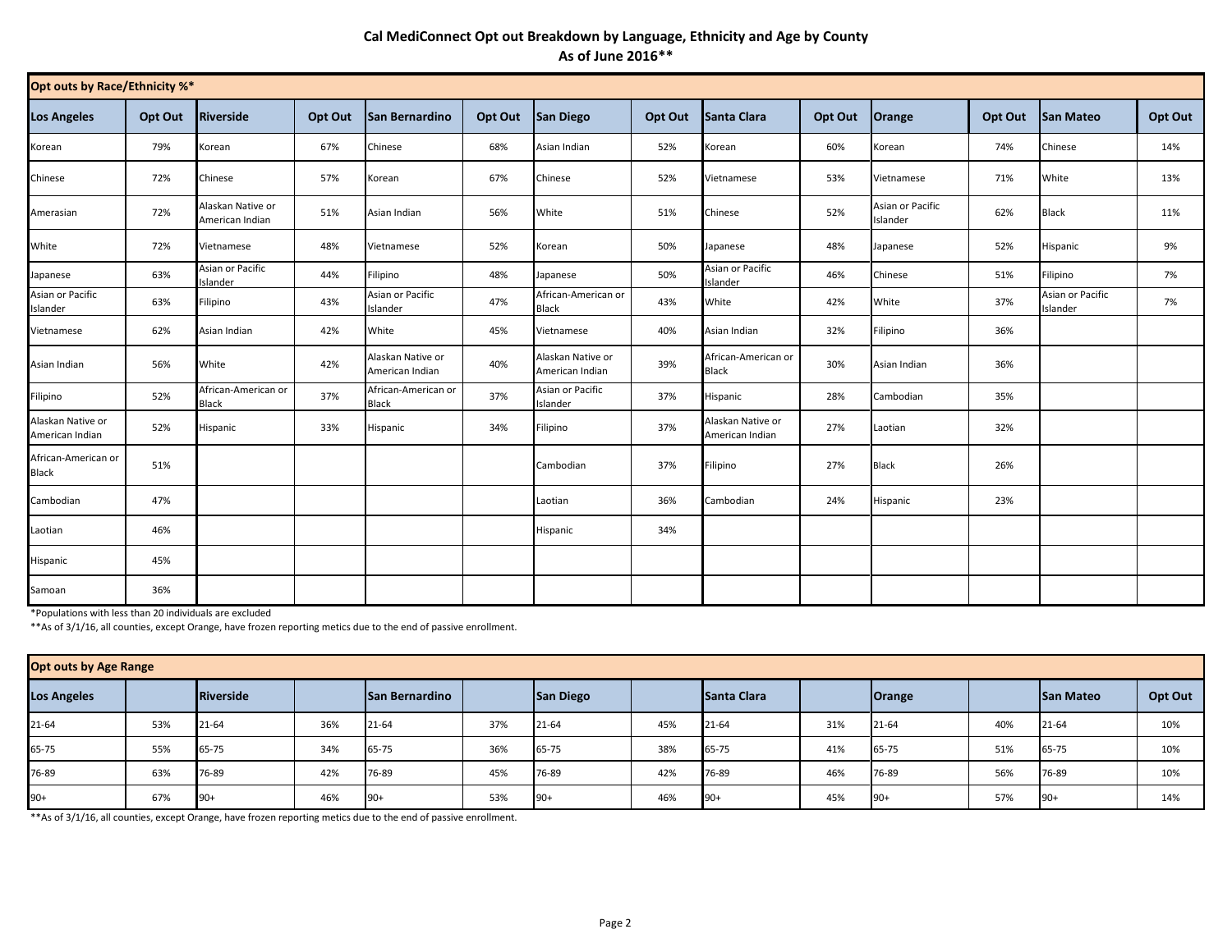# Cal MediConnect Opt out Breakdown by Language, Ethnicity and Age by County

## As of June 2016**

**Opt outs by Race/Ethnicity %***

| Los Angeles | Opt Out | Riverside | Opt Out | San Bernardino | Opt Out | San Diego | Opt Out | Santa Clara | Opt Out | Orange | Opt Out | San Mateo | Opt Out |
|---|---|---|---|---|---|---|---|---|---|---|---|---|---|
| Korean | 79% | Korean | 67% | Chinese | 68% | Asian Indian | 52% | Korean | 60% | Korean | 74% | Chinese | 14% |
| Chinese | 72% | Chinese | 57% | Korean | 67% | Chinese | 52% | Vietnamese | 53% | Vietnamese | 71% | White | 13% |
| Amerasian | 72% | Alaskan Native or American Indian | 51% | Asian Indian | 56% | White | 51% | Chinese | 52% | Asian or Pacific Islander | 62% | Black | 11% |
| White | 72% | Vietnamese | 48% | Vietnamese | 52% | Korean | 50% | Japanese | 48% | Japanese | 52% | Hispanic | 9% |
| Japanese | 63% | Asian or Pacific Islander | 44% | Filipino | 48% | Japanese | 50% | Asian or Pacific Islander | 46% | Chinese | 51% | Filipino | 7% |
| Asian or Pacific Islander | 63% | Filipino | 43% | Asian or Pacific Islander | 47% | African-American or Black | 43% | White | 42% | White | 37% | Asian or Pacific Islander | 7% |
| Vietnamese | 62% | Asian Indian | 42% | White | 45% | Vietnamese | 40% | Asian Indian | 32% | Filipino | 36% | | |
| Asian Indian | 56% | White | 42% | Alaskan Native or American Indian | 40% | Alaskan Native or American Indian | 39% | African-American or Black | 30% | Asian Indian | 36% | | |
| Filipino | 52% | African-American or Black | 37% | African-American or Black | 37% | Asian or Pacific Islander | 37% | Hispanic | 28% | Cambodian | 35% | | |
| Alaskan Native or American Indian | 52% | Hispanic | 33% | Hispanic | 34% | Filipino | 37% | Alaskan Native or American Indian | 27% | Laotian | 32% | | |
| African-American or Black | 51% | | | | | Cambodian | 37% | Filipino | 27% | Black | 26% | | |
| Cambodian | 47% | | | | | Laotian | 36% | Cambodian | 24% | Hispanic | 23% | | |
| Laotian | 46% | | | | | Hispanic | 34% | | | | | | |
| Hispanic | 45% | | | | | | | | | | | | |
| Samoan | 36% | | | | | | | | | | | | |

*Populations with less than 20 individuals are excluded

**As of 3/1/16, all counties, except Orange, have frozen reporting metics due to the end of passive enrollment.

**Opt outs by Age Range**

| Los Angeles | | Riverside | | San Bernardino | | San Diego | | Santa Clara | | Orange | | San Mateo | Opt Out |
|---|---|---|---|---|---|---|---|---|---|---|---|---|---|
| 21-64 | 53% | 21-64 | 36% | 21-64 | 37% | 21-64 | 45% | 21-64 | 31% | 21-64 | 40% | 21-64 | 10% |
| 65-75 | 55% | 65-75 | 34% | 65-75 | 36% | 65-75 | 38% | 65-75 | 41% | 65-75 | 51% | 65-75 | 10% |
| 76-89 | 63% | 76-89 | 42% | 76-89 | 45% | 76-89 | 42% | 76-89 | 46% | 76-89 | 56% | 76-89 | 10% |
| 90+ | 67% | 90+ | 46% | 90+ | 53% | 90+ | 46% | 90+ | 45% | 90+ | 57% | 90+ | 14% |

**As of 3/1/16, all counties, except Orange, have frozen reporting metics due to the end of passive enrollment.